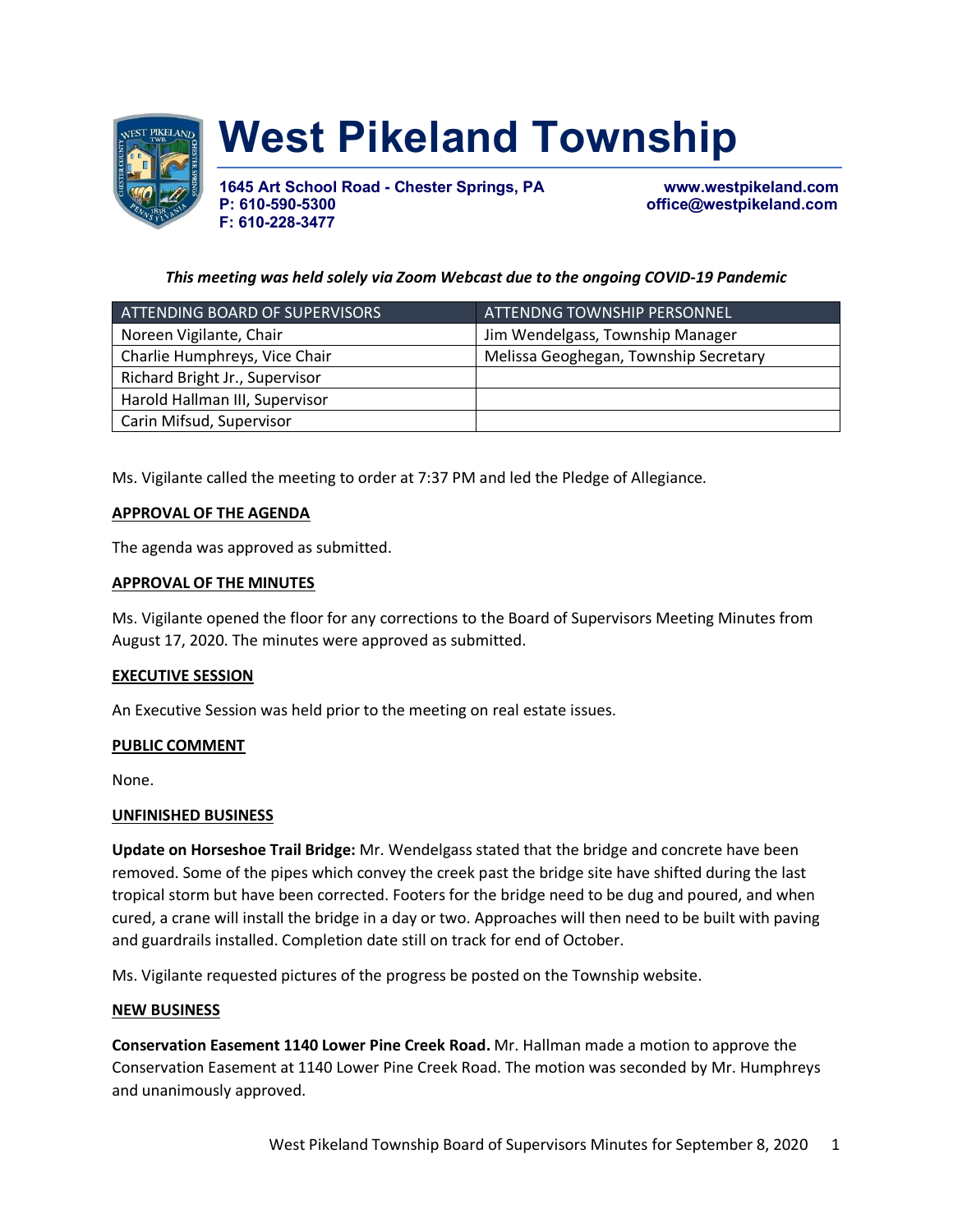# West Pikeland Township

**1645 Art School Road - Chester Springs, PA**
**P: 610-590-5300**
**F: 610-228-3477**

**www.westpikeland.com**
**office@westpikeland.com**

***This meeting was held solely via Zoom Webcast due to the ongoing COVID-19 Pandemic***

| ATTENDING BOARD OF SUPERVISORS | ATTENDNG TOWNSHIP PERSONNEL |
|---|---|
| Noreen Vigilante, Chair | Jim Wendelgass, Township Manager |
| Charlie Humphreys, Vice Chair | Melissa Geoghegan, Township Secretary |
| Richard Bright Jr., Supervisor | |
| Harold Hallman III, Supervisor | |
| Carin Mifsud, Supervisor | |

Ms. Vigilante called the meeting to order at 7:37 PM and led the Pledge of Allegiance.

**APPROVAL OF THE AGENDA**

The agenda was approved as submitted.

**APPROVAL OF THE MINUTES**

Ms. Vigilante opened the floor for any corrections to the Board of Supervisors Meeting Minutes from August 17, 2020. The minutes were approved as submitted.

**EXECUTIVE SESSION**

An Executive Session was held prior to the meeting on real estate issues.

**PUBLIC COMMENT**

None.

**UNFINISHED BUSINESS**

**Update on Horseshoe Trail Bridge:** Mr. Wendelgass stated that the bridge and concrete have been removed. Some of the pipes which convey the creek past the bridge site have shifted during the last tropical storm but have been corrected. Footers for the bridge need to be dug and poured, and when cured, a crane will install the bridge in a day or two. Approaches will then need to be built with paving and guardrails installed. Completion date still on track for end of October.

Ms. Vigilante requested pictures of the progress be posted on the Township website.

**NEW BUSINESS**

**Conservation Easement 1140 Lower Pine Creek Road.** Mr. Hallman made a motion to approve the Conservation Easement at 1140 Lower Pine Creek Road. The motion was seconded by Mr. Humphreys and unanimously approved.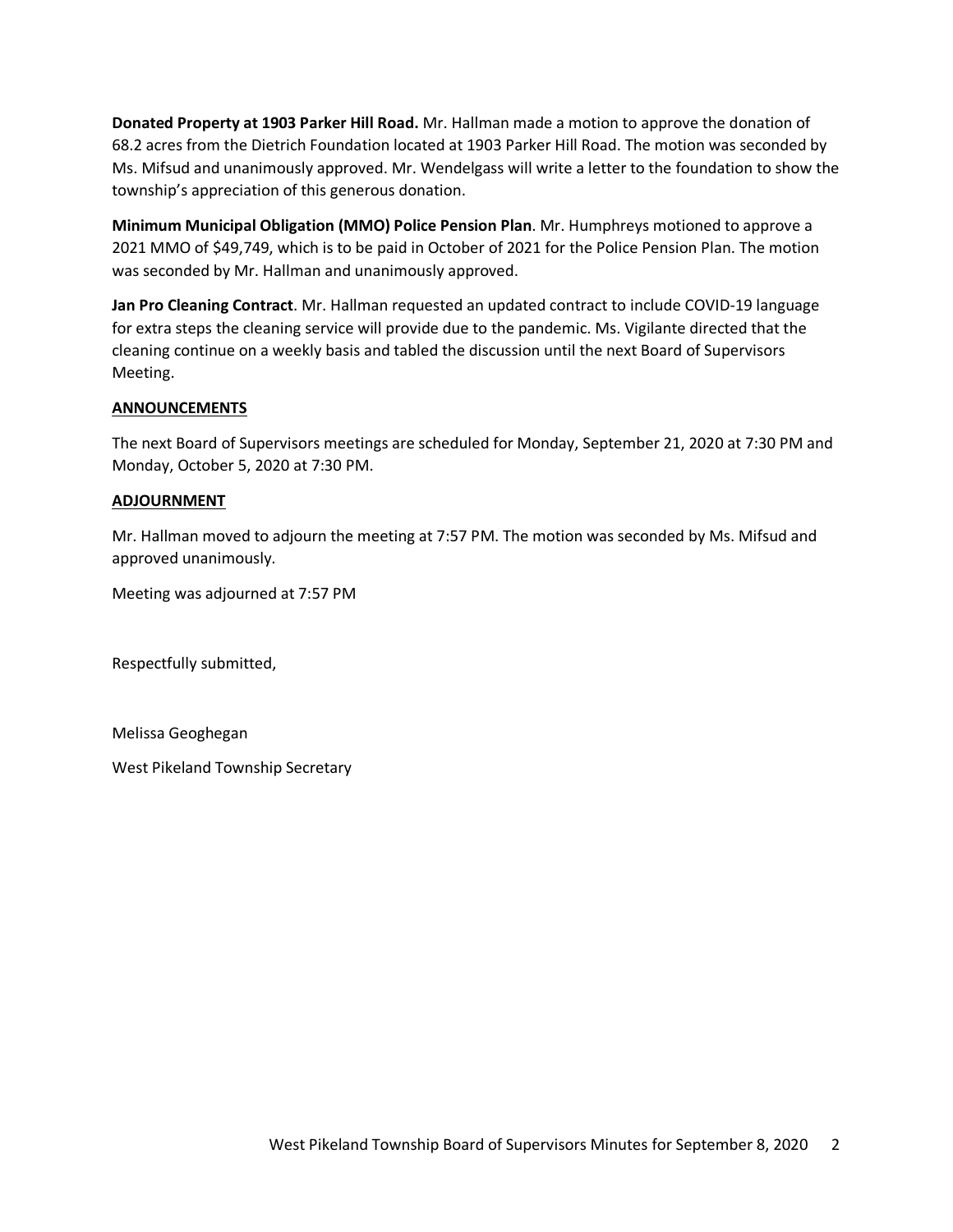**Donated Property at 1903 Parker Hill Road.** Mr. Hallman made a motion to approve the donation of 68.2 acres from the Dietrich Foundation located at 1903 Parker Hill Road. The motion was seconded by Ms. Mifsud and unanimously approved. Mr. Wendelgass will write a letter to the foundation to show the township's appreciation of this generous donation.

**Minimum Municipal Obligation (MMO) Police Pension Plan**. Mr. Humphreys motioned to approve a 2021 MMO of $49,749, which is to be paid in October of 2021 for the Police Pension Plan. The motion was seconded by Mr. Hallman and unanimously approved.

**Jan Pro Cleaning Contract**. Mr. Hallman requested an updated contract to include COVID-19 language for extra steps the cleaning service will provide due to the pandemic. Ms. Vigilante directed that the cleaning continue on a weekly basis and tabled the discussion until the next Board of Supervisors Meeting.

## ANNOUNCEMENTS

The next Board of Supervisors meetings are scheduled for Monday, September 21, 2020 at 7:30 PM and Monday, October 5, 2020 at 7:30 PM.

## ADJOURNMENT

Mr. Hallman moved to adjourn the meeting at 7:57 PM. The motion was seconded by Ms. Mifsud and approved unanimously.

Meeting was adjourned at 7:57 PM

Respectfully submitted,

Melissa Geoghegan

West Pikeland Township Secretary